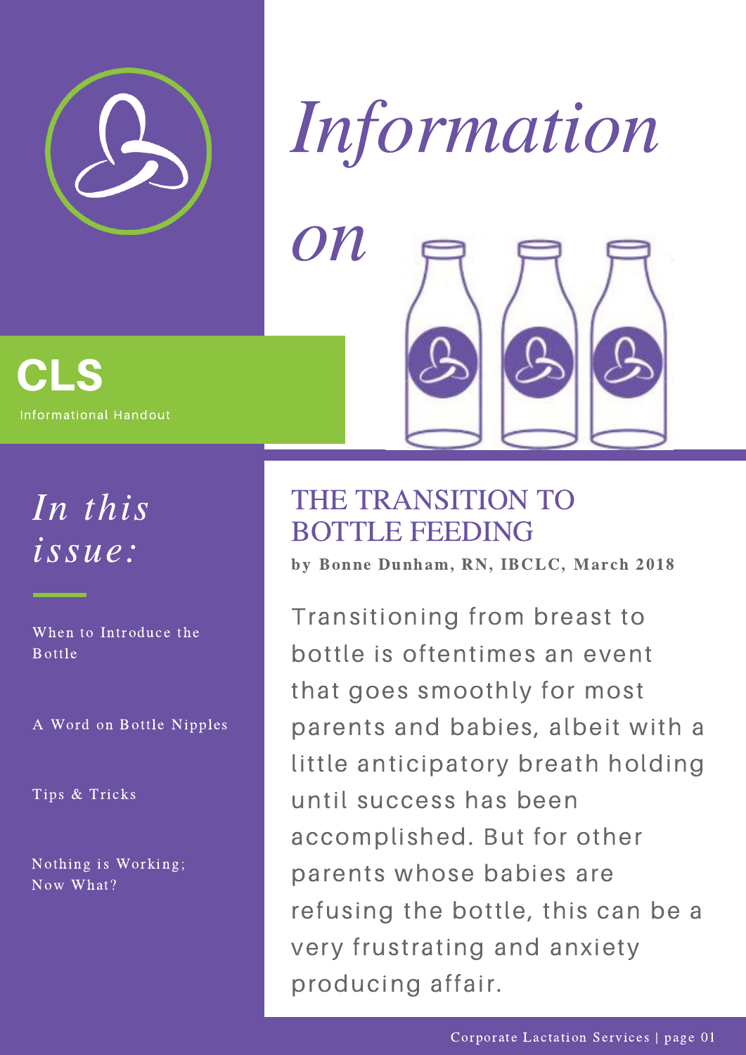# Information on

**CLS**

Informational Handout

## *In this issue:*

- When to Introduce the Bottle
- A Word on Bottle Nipples
- Tips & Tricks
- Nothing is Working; Now What?

## THE TRANSITION TO BOTTLE FEEDING

**by Bonne Dunham, RN, IBCLC, March 2018**

Transitioning from breast to bottle is oftentimes an event that goes smoothly for most parents and babies, albeit with a little anticipatory breath holding until success has been accomplished. But for other parents whose babies are refusing the bottle, this can be a very frustrating and anxiety producing affair.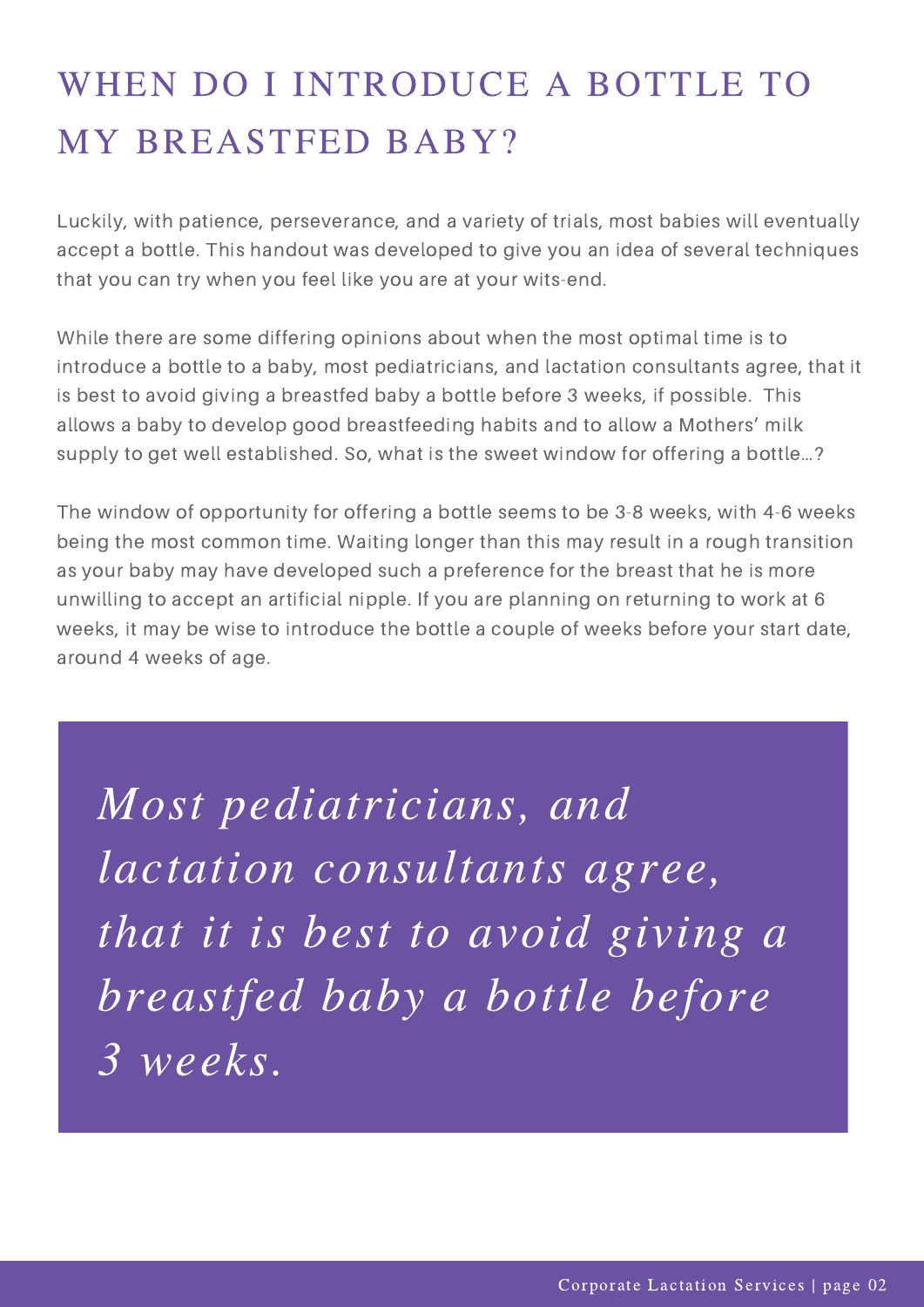# WHEN DO I INTRODUCE A BOTTLE TO MY BREASTFED BABY?

Luckily, with patience, perseverance, and a variety of trials, most babies will eventually accept a bottle. This handout was developed to give you an idea of several techniques that you can try when you feel like you are at your wits-end.

While there are some differing opinions about when the most optimal time is to introduce a bottle to a baby, most pediatricians, and lactation consultants agree, that it is best to avoid giving a breastfed baby a bottle before 3 weeks, if possible. This allows a baby to develop good breastfeeding habits and to allow a Mothers' milk supply to get well established. So, what is the sweet window for offering a bottle...?

The window of opportunity for offering a bottle seems to be 3-8 weeks, with 4-6 weeks being the most common time. Waiting longer than this may result in a rough transition as your baby may have developed such a preference for the breast that he is more unwilling to accept an artificial nipple. If you are planning on returning to work at 6 weeks, it may be wise to introduce the bottle a couple of weeks before your start date, around 4 weeks of age.

> *Most pediatricians, and lactation consultants agree, that it is best to avoid giving a breastfed baby a bottle before 3 weeks.*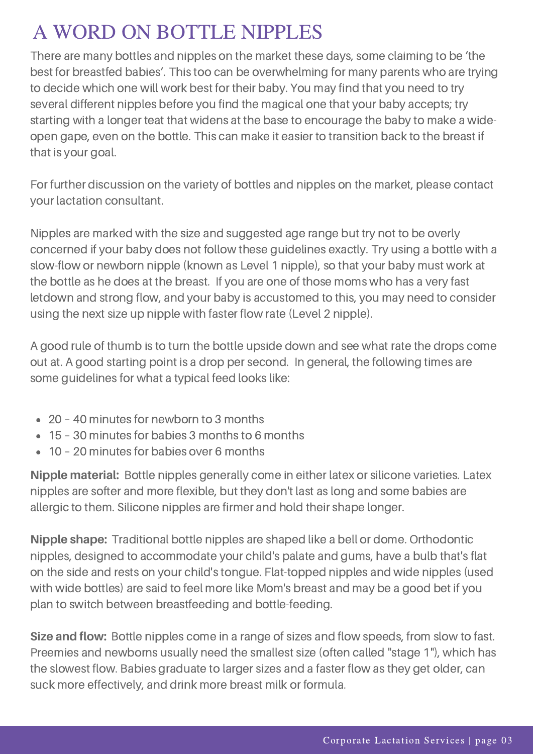# A WORD ON BOTTLE NIPPLES

There are many bottles and nipples on the market these days, some claiming to be 'the best for breastfed babies'. This too can be overwhelming for many parents who are trying to decide which one will work best for their baby. You may find that you need to try several different nipples before you find the magical one that your baby accepts; try starting with a longer teat that widens at the base to encourage the baby to make a wide-open gape, even on the bottle. This can make it easier to transition back to the breast if that is your goal.

For further discussion on the variety of bottles and nipples on the market, please contact your lactation consultant.

Nipples are marked with the size and suggested age range but try not to be overly concerned if your baby does not follow these guidelines exactly. Try using a bottle with a slow-flow or newborn nipple (known as Level 1 nipple), so that your baby must work at the bottle as he does at the breast. If you are one of those moms who has a very fast letdown and strong flow, and your baby is accustomed to this, you may need to consider using the next size up nipple with faster flow rate (Level 2 nipple).

A good rule of thumb is to turn the bottle upside down and see what rate the drops come out at. A good starting point is a drop per second. In general, the following times are some guidelines for what a typical feed looks like:

- 20 – 40 minutes for newborn to 3 months
- 15 – 30 minutes for babies 3 months to 6 months
- 10 – 20 minutes for babies over 6 months

**Nipple material:** Bottle nipples generally come in either latex or silicone varieties. Latex nipples are softer and more flexible, but they don't last as long and some babies are allergic to them. Silicone nipples are firmer and hold their shape longer.

**Nipple shape:** Traditional bottle nipples are shaped like a bell or dome. Orthodontic nipples, designed to accommodate your child's palate and gums, have a bulb that's flat on the side and rests on your child's tongue. Flat-topped nipples and wide nipples (used with wide bottles) are said to feel more like Mom's breast and may be a good bet if you plan to switch between breastfeeding and bottle-feeding.

**Size and flow:** Bottle nipples come in a range of sizes and flow speeds, from slow to fast. Preemies and newborns usually need the smallest size (often called "stage 1"), which has the slowest flow. Babies graduate to larger sizes and a faster flow as they get older, can suck more effectively, and drink more breast milk or formula.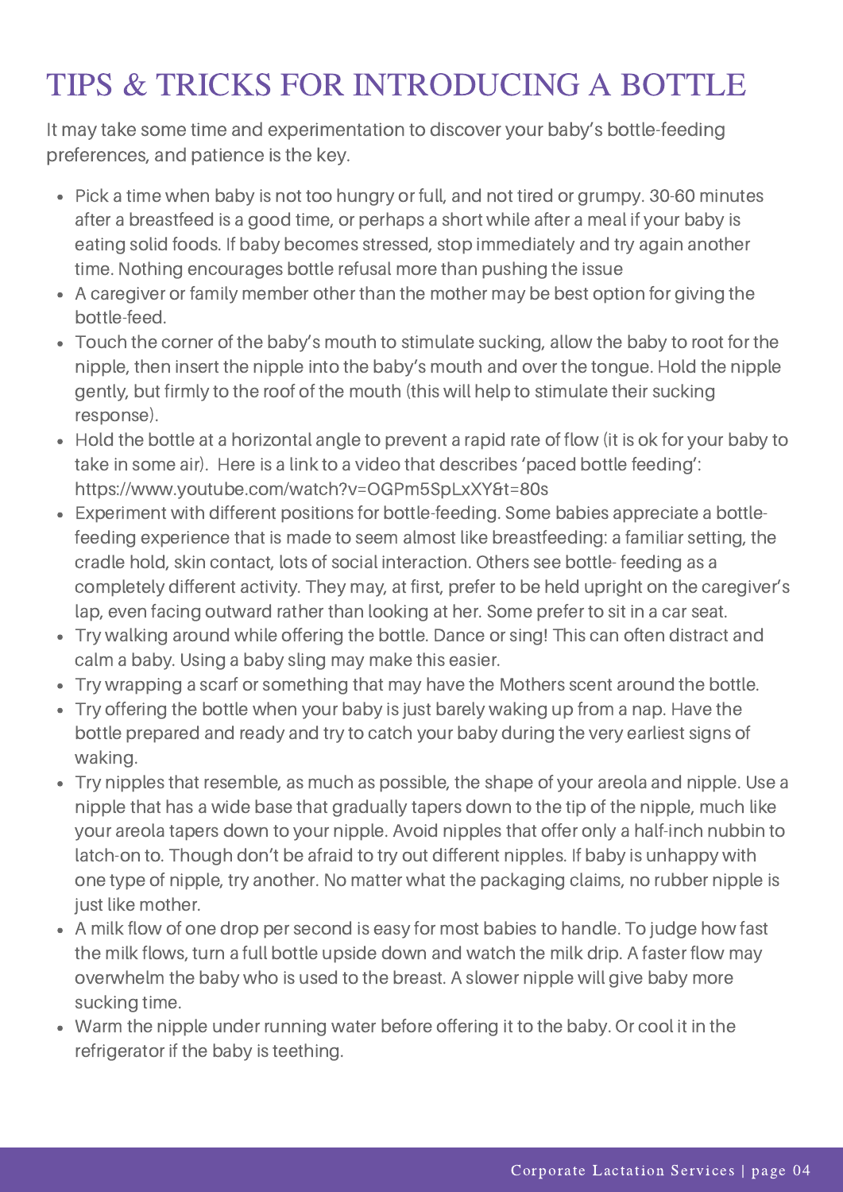# TIPS & TRICKS FOR INTRODUCING A BOTTLE

It may take some time and experimentation to discover your baby's bottle-feeding preferences, and patience is the key.

- Pick a time when baby is not too hungry or full, and not tired or grumpy. 30-60 minutes after a breastfeed is a good time, or perhaps a short while after a meal if your baby is eating solid foods. If baby becomes stressed, stop immediately and try again another time. Nothing encourages bottle refusal more than pushing the issue
- A caregiver or family member other than the mother may be best option for giving the bottle-feed.
- Touch the corner of the baby's mouth to stimulate sucking, allow the baby to root for the nipple, then insert the nipple into the baby's mouth and over the tongue. Hold the nipple gently, but firmly to the roof of the mouth (this will help to stimulate their sucking response).
- Hold the bottle at a horizontal angle to prevent a rapid rate of flow (it is ok for your baby to take in some air). Here is a link to a video that describes 'paced bottle feeding': https://www.youtube.com/watch?v=OGPm5SpLxXY&t=80s
- Experiment with different positions for bottle-feeding. Some babies appreciate a bottle-feeding experience that is made to seem almost like breastfeeding: a familiar setting, the cradle hold, skin contact, lots of social interaction. Others see bottle- feeding as a completely different activity. They may, at first, prefer to be held upright on the caregiver's lap, even facing outward rather than looking at her. Some prefer to sit in a car seat.
- Try walking around while offering the bottle. Dance or sing! This can often distract and calm a baby. Using a baby sling may make this easier.
- Try wrapping a scarf or something that may have the Mothers scent around the bottle.
- Try offering the bottle when your baby is just barely waking up from a nap. Have the bottle prepared and ready and try to catch your baby during the very earliest signs of waking.
- Try nipples that resemble, as much as possible, the shape of your areola and nipple. Use a nipple that has a wide base that gradually tapers down to the tip of the nipple, much like your areola tapers down to your nipple. Avoid nipples that offer only a half-inch nubbin to latch-on to. Though don't be afraid to try out different nipples. If baby is unhappy with one type of nipple, try another. No matter what the packaging claims, no rubber nipple is just like mother.
- A milk flow of one drop per second is easy for most babies to handle. To judge how fast the milk flows, turn a full bottle upside down and watch the milk drip. A faster flow may overwhelm the baby who is used to the breast. A slower nipple will give baby more sucking time.
- Warm the nipple under running water before offering it to the baby. Or cool it in the refrigerator if the baby is teething.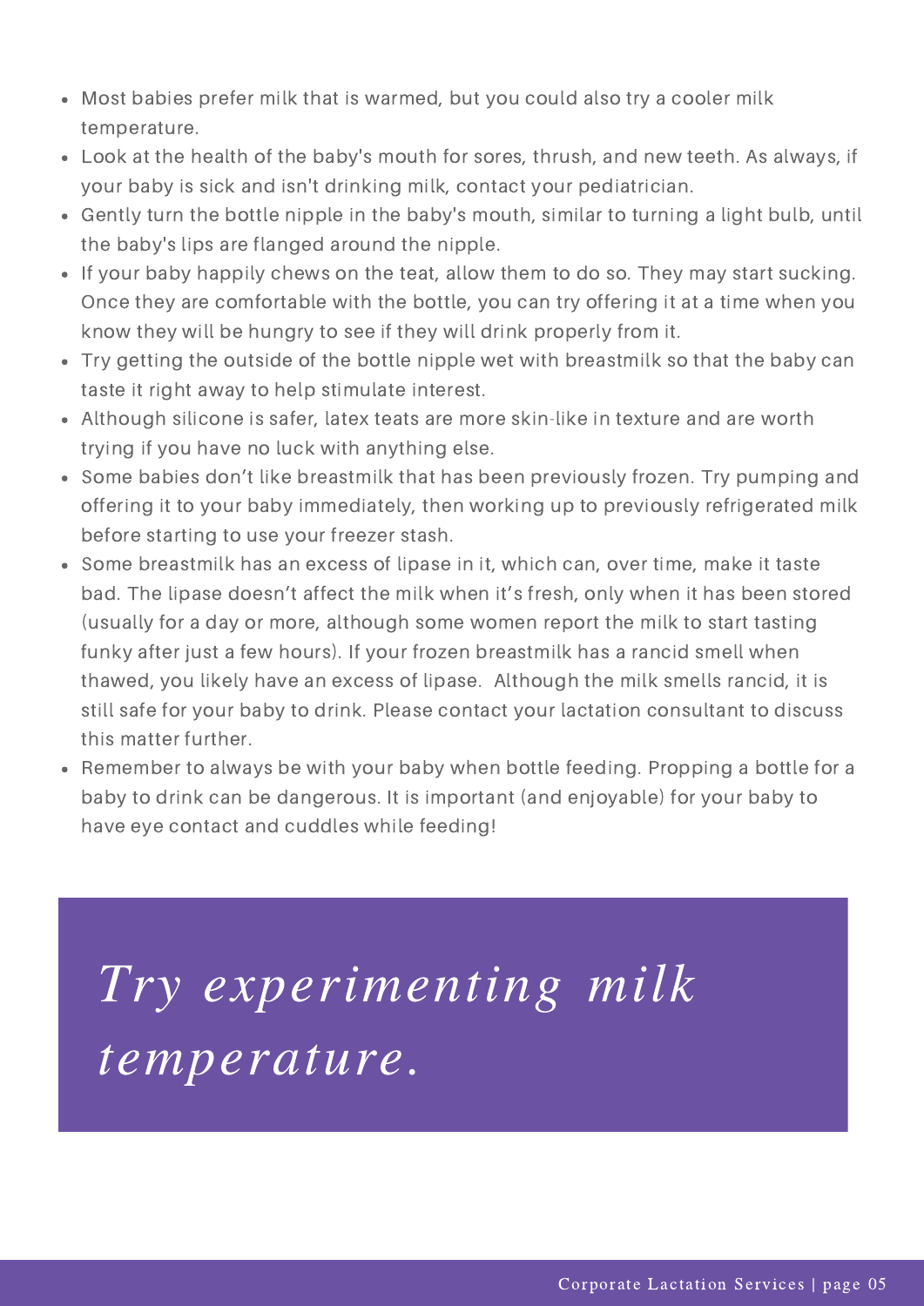- Most babies prefer milk that is warmed, but you could also try a cooler milk temperature.
- Look at the health of the baby's mouth for sores, thrush, and new teeth. As always, if your baby is sick and isn't drinking milk, contact your pediatrician.
- Gently turn the bottle nipple in the baby's mouth, similar to turning a light bulb, until the baby's lips are flanged around the nipple.
- If your baby happily chews on the teat, allow them to do so. They may start sucking. Once they are comfortable with the bottle, you can try offering it at a time when you know they will be hungry to see if they will drink properly from it.
- Try getting the outside of the bottle nipple wet with breastmilk so that the baby can taste it right away to help stimulate interest.
- Although silicone is safer, latex teats are more skin-like in texture and are worth trying if you have no luck with anything else.
- Some babies don't like breastmilk that has been previously frozen. Try pumping and offering it to your baby immediately, then working up to previously refrigerated milk before starting to use your freezer stash.
- Some breastmilk has an excess of lipase in it, which can, over time, make it taste bad. The lipase doesn't affect the milk when it's fresh, only when it has been stored (usually for a day or more, although some women report the milk to start tasting funky after just a few hours). If your frozen breastmilk has a rancid smell when thawed, you likely have an excess of lipase. Although the milk smells rancid, it is still safe for your baby to drink. Please contact your lactation consultant to discuss this matter further.
- Remember to always be with your baby when bottle feeding. Propping a bottle for a baby to drink can be dangerous. It is important (and enjoyable) for your baby to have eye contact and cuddles while feeding!

*Try experimenting milk temperature.*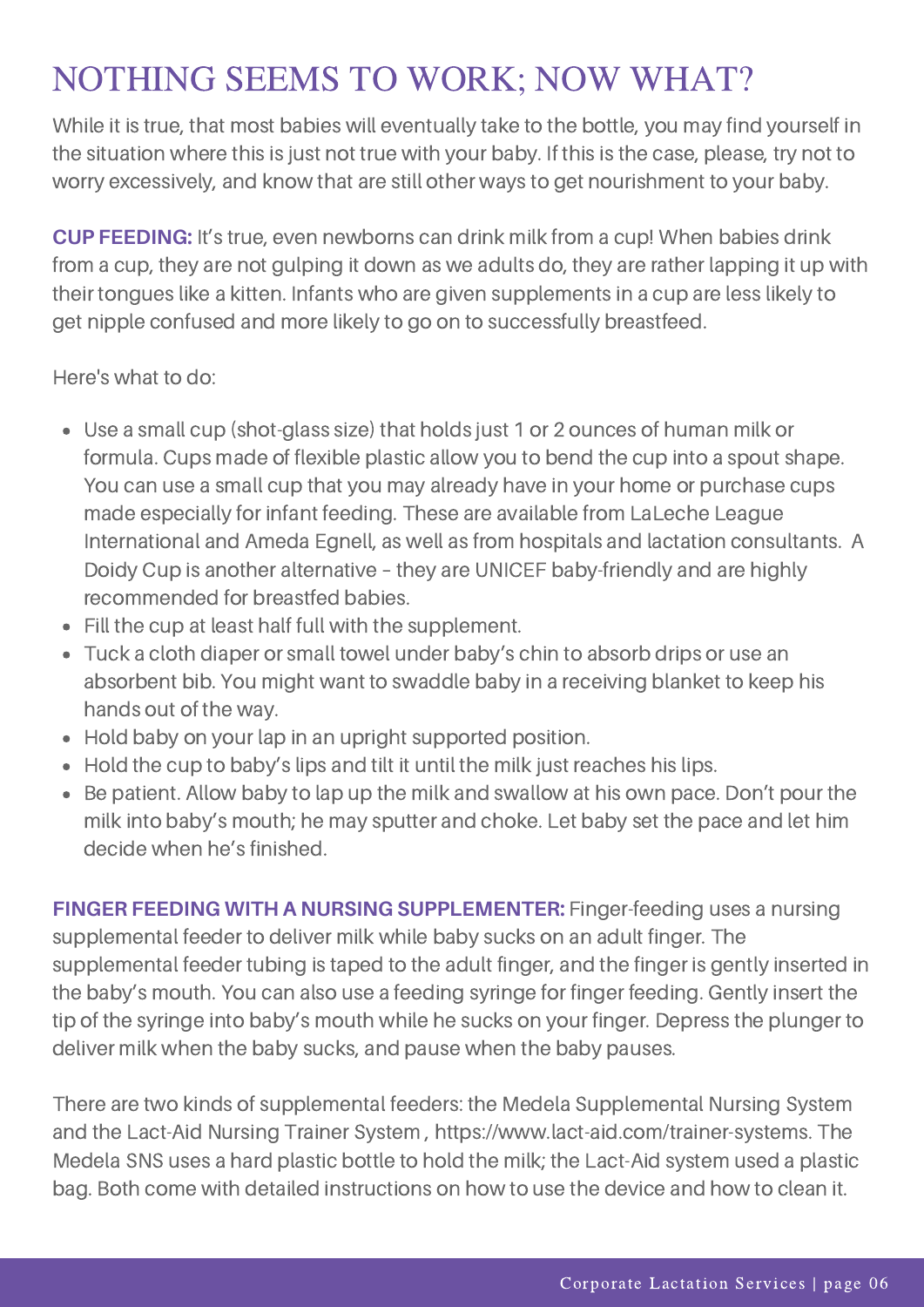# NOTHING SEEMS TO WORK; NOW WHAT?

While it is true, that most babies will eventually take to the bottle, you may find yourself in the situation where this is just not true with your baby. If this is the case, please, try not to worry excessively, and know that are still other ways to get nourishment to your baby.

**CUP FEEDING:** It's true, even newborns can drink milk from a cup! When babies drink from a cup, they are not gulping it down as we adults do, they are rather lapping it up with their tongues like a kitten. Infants who are given supplements in a cup are less likely to get nipple confused and more likely to go on to successfully breastfeed.

Here's what to do:

- Use a small cup (shot-glass size) that holds just 1 or 2 ounces of human milk or formula. Cups made of flexible plastic allow you to bend the cup into a spout shape. You can use a small cup that you may already have in your home or purchase cups made especially for infant feeding. These are available from LaLeche League International and Ameda Egnell, as well as from hospitals and lactation consultants. A Doidy Cup is another alternative – they are UNICEF baby-friendly and are highly recommended for breastfed babies.
- Fill the cup at least half full with the supplement.
- Tuck a cloth diaper or small towel under baby's chin to absorb drips or use an absorbent bib. You might want to swaddle baby in a receiving blanket to keep his hands out of the way.
- Hold baby on your lap in an upright supported position.
- Hold the cup to baby's lips and tilt it until the milk just reaches his lips.
- Be patient. Allow baby to lap up the milk and swallow at his own pace. Don't pour the milk into baby's mouth; he may sputter and choke. Let baby set the pace and let him decide when he's finished.

**FINGER FEEDING WITH A NURSING SUPPLEMENTER:** Finger-feeding uses a nursing supplemental feeder to deliver milk while baby sucks on an adult finger. The supplemental feeder tubing is taped to the adult finger, and the finger is gently inserted in the baby's mouth. You can also use a feeding syringe for finger feeding. Gently insert the tip of the syringe into baby's mouth while he sucks on your finger. Depress the plunger to deliver milk when the baby sucks, and pause when the baby pauses.

There are two kinds of supplemental feeders: the Medela Supplemental Nursing System and the Lact-Aid Nursing Trainer System , https://www.lact-aid.com/trainer-systems. The Medela SNS uses a hard plastic bottle to hold the milk; the Lact-Aid system used a plastic bag. Both come with detailed instructions on how to use the device and how to clean it.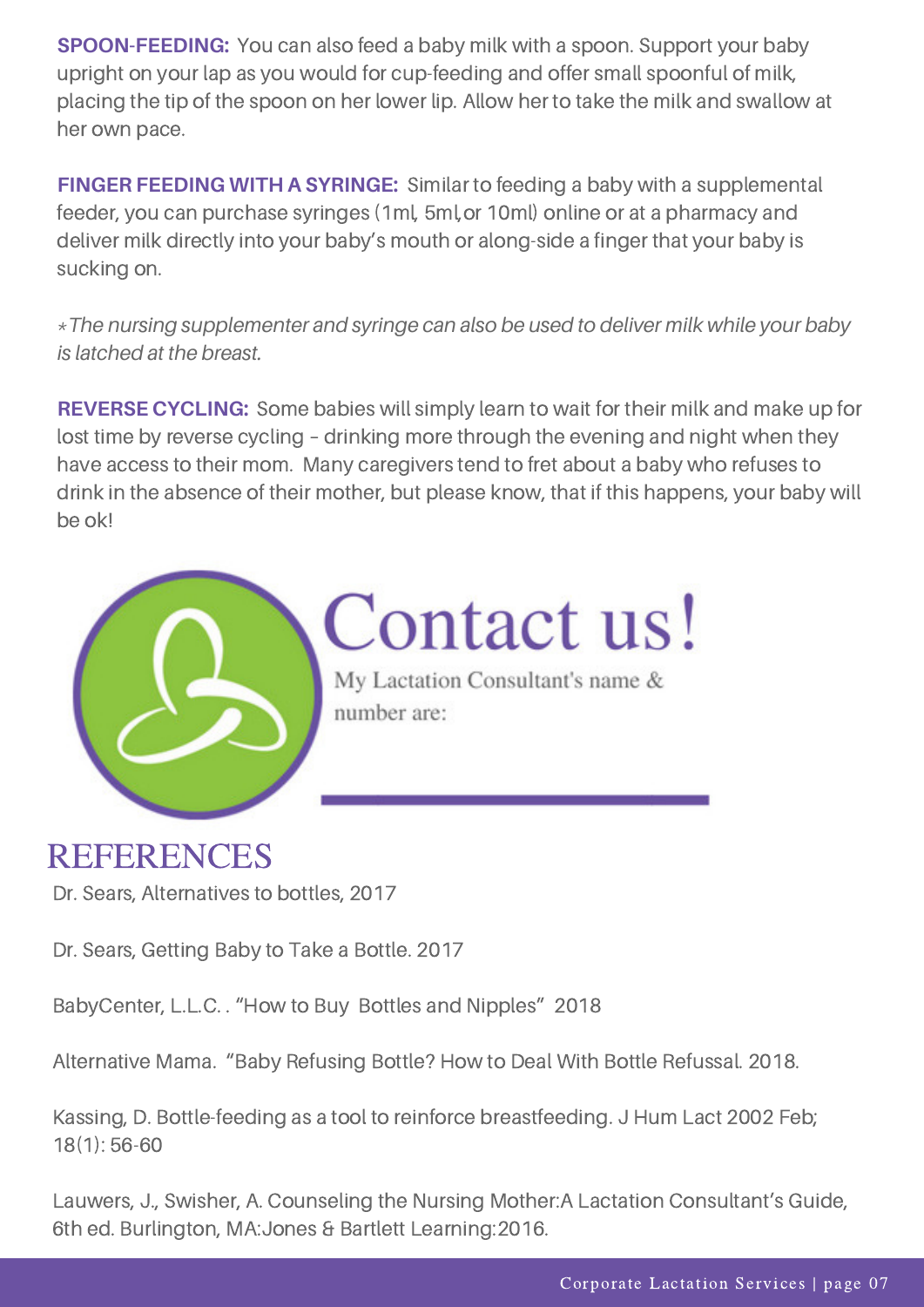**SPOON-FEEDING:** You can also feed a baby milk with a spoon. Support your baby upright on your lap as you would for cup-feeding and offer small spoonful of milk, placing the tip of the spoon on her lower lip. Allow her to take the milk and swallow at her own pace.

**FINGER FEEDING WITH A SYRINGE:** Similar to feeding a baby with a supplemental feeder, you can purchase syringes (1ml, 5ml,or 10ml) online or at a pharmacy and deliver milk directly into your baby's mouth or along-side a finger that your baby is sucking on.

**The nursing supplementer and syringe can also be used to deliver milk while your baby is latched at the breast.*

**REVERSE CYCLING:** Some babies will simply learn to wait for their milk and make up for lost time by reverse cycling – drinking more through the evening and night when they have access to their mom. Many caregivers tend to fret about a baby who refuses to drink in the absence of their mother, but please know, that if this happens, your baby will be ok!

# Contact us!

My Lactation Consultant's name & number are:

## REFERENCES

Dr. Sears, Alternatives to bottles, 2017

Dr. Sears, Getting Baby to Take a Bottle. 2017

BabyCenter, L.L.C. . "How to Buy Bottles and Nipples" 2018

Alternative Mama. "Baby Refusing Bottle? How to Deal With Bottle Refussal. 2018.

Kassing, D. Bottle-feeding as a tool to reinforce breastfeeding. J Hum Lact 2002 Feb; 18(1): 56-60

Lauwers, J., Swisher, A. Counseling the Nursing Mother:A Lactation Consultant's Guide, 6th ed. Burlington, MA:Jones & Bartlett Learning:2016.